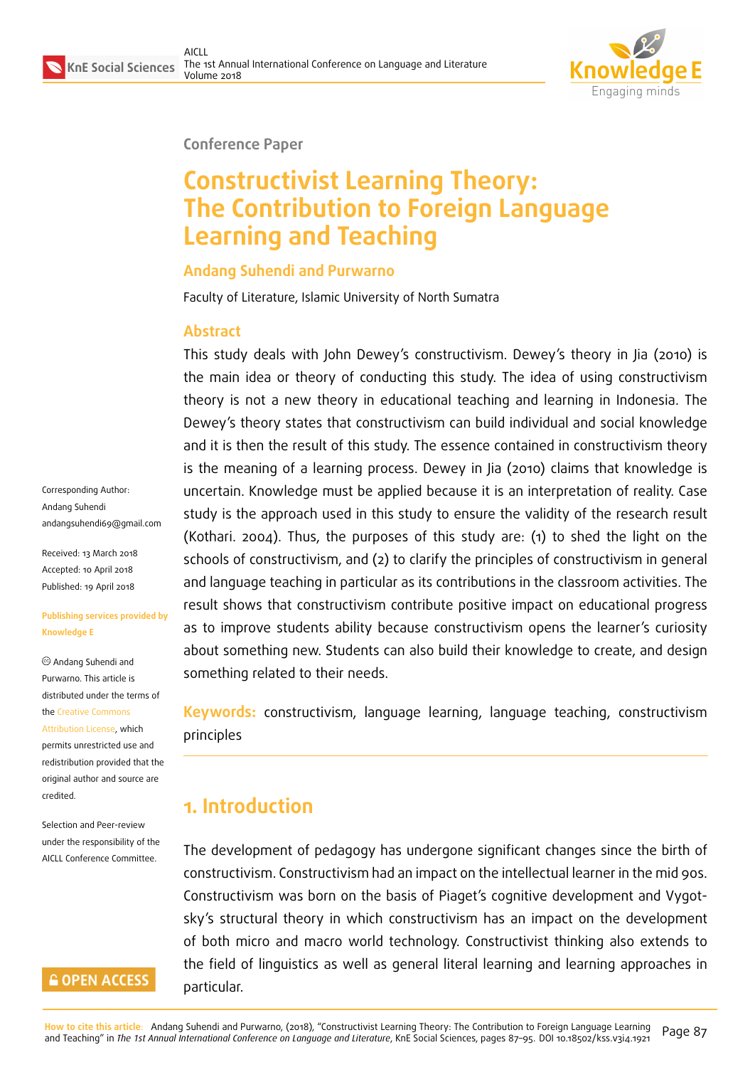Conference Paper

# Constructivist Learning Theory: The Contribution to Foreign Language Learning and Teaching

**Andang Suhendi and Purwarno**

Faculty of Literature, Islamic University of North Sumatra

## Abstract

This study deals with John Dewey's constructivism. Dewey's theory in Jia (2010) is the main idea or theory of conducting this study. The idea of using constructivism theory is not a new theory in educational teaching and learning in Indonesia. The Dewey's theory states that constructivism can build individual and social knowledge and it is then the result of this study. The essence contained in constructivism theory is the meaning of a learning process. Dewey in Jia (2010) claims that knowledge is uncertain. Knowledge must be applied because it is an interpretation of reality. Case study is the approach used in this study to ensure the validity of the research result (Kothari. 2004). Thus, the purposes of this study are: (1) to shed the light on the schools of constructivism, and (2) to clarify the principles of constructivism in general and language teaching in particular as its contributions in the classroom activities. The result shows that constructivism contribute positive impact on educational progress as to improve students ability because constructivism opens the learner's curiosity about something new. Students can also build their knowledge to create, and design something related to their needs.

**Keywords:** constructivism, language learning, language teaching, constructivism principles

Corresponding Author:
Andang Suhendi
andangsuhendi69@gmail.com

Received: 13 March 2018
Accepted: 10 April 2018
Published: 19 April 2018

**Publishing services provided by Knowledge E**

© Andang Suhendi and Purwarno. This article is distributed under the terms of the Creative Commons Attribution License, which permits unrestricted use and redistribution provided that the original author and source are credited.

Selection and Peer-review under the responsibility of the AICLL Conference Committee.

## 1. Introduction

The development of pedagogy has undergone significant changes since the birth of constructivism. Constructivism had an impact on the intellectual learner in the mid 90s. Constructivism was born on the basis of Piaget's cognitive development and Vygotsky's structural theory in which constructivism has an impact on the development of both micro and macro world technology. Constructivist thinking also extends to the field of linguistics as well as general literal learning and learning approaches in particular.

How to cite this article: Andang Suhendi and Purwarno, (2018), "Constructivist Learning Theory: The Contribution to Foreign Language Learning and Teaching" in *The 1st Annual International Conference on Language and Literature*, KnE Social Sciences, pages 87–95. DOI 10.18502/kss.v3i4.1921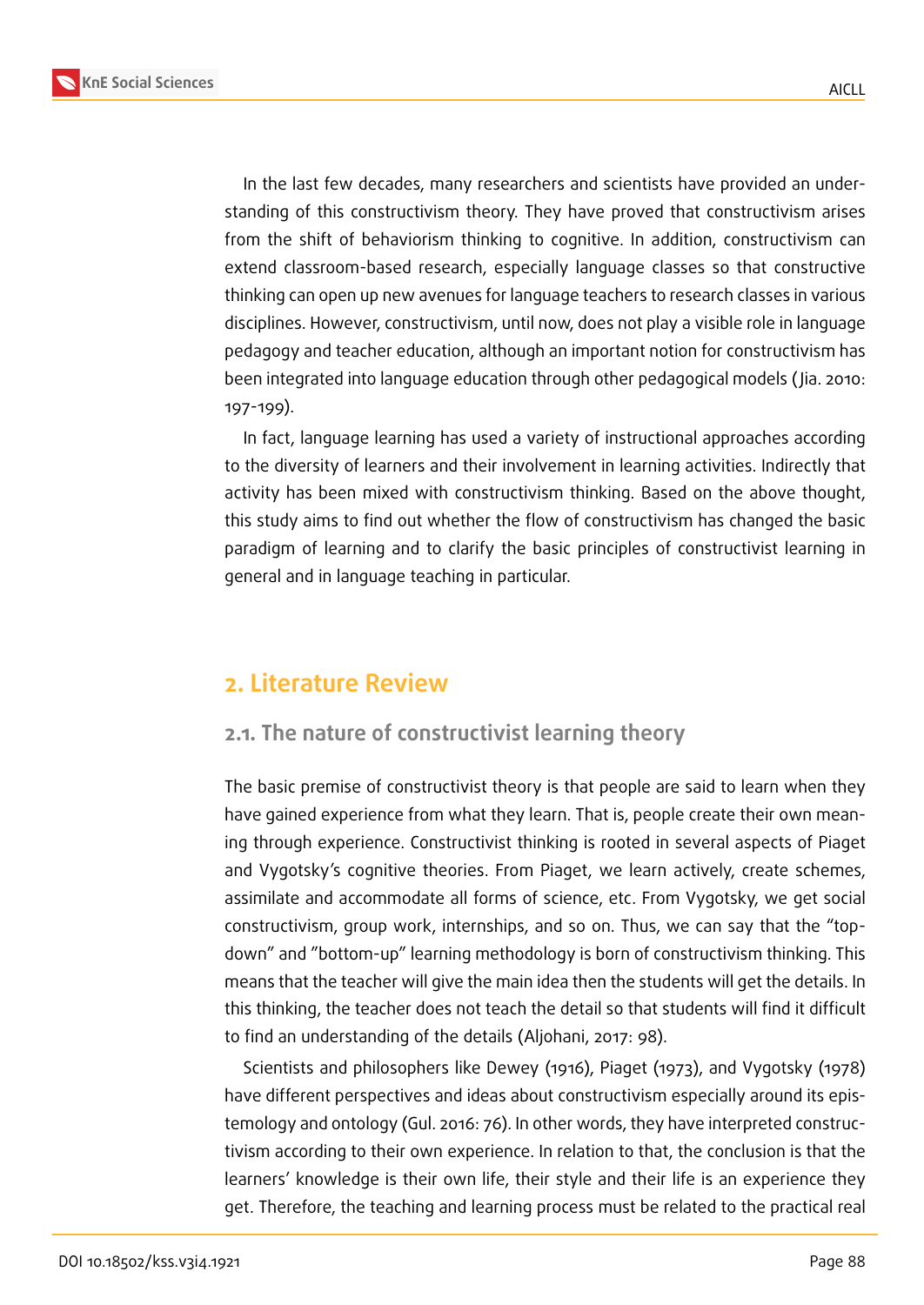In the last few decades, many researchers and scientists have provided an understanding of this constructivism theory. They have proved that constructivism arises from the shift of behaviorism thinking to cognitive. In addition, constructivism can extend classroom-based research, especially language classes so that constructive thinking can open up new avenues for language teachers to research classes in various disciplines. However, constructivism, until now, does not play a visible role in language pedagogy and teacher education, although an important notion for constructivism has been integrated into language education through other pedagogical models (Jia. 2010: 197-199).

In fact, language learning has used a variety of instructional approaches according to the diversity of learners and their involvement in learning activities. Indirectly that activity has been mixed with constructivism thinking. Based on the above thought, this study aims to find out whether the flow of constructivism has changed the basic paradigm of learning and to clarify the basic principles of constructivist learning in general and in language teaching in particular.

## 2. Literature Review

### 2.1. The nature of constructivist learning theory

The basic premise of constructivist theory is that people are said to learn when they have gained experience from what they learn. That is, people create their own meaning through experience. Constructivist thinking is rooted in several aspects of Piaget and Vygotsky's cognitive theories. From Piaget, we learn actively, create schemes, assimilate and accommodate all forms of science, etc. From Vygotsky, we get social constructivism, group work, internships, and so on. Thus, we can say that the "top-down" and "bottom-up" learning methodology is born of constructivism thinking. This means that the teacher will give the main idea then the students will get the details. In this thinking, the teacher does not teach the detail so that students will find it difficult to find an understanding of the details (Aljohani, 2017: 98).

Scientists and philosophers like Dewey (1916), Piaget (1973), and Vygotsky (1978) have different perspectives and ideas about constructivism especially around its epistemology and ontology (Gul. 2016: 76). In other words, they have interpreted constructivism according to their own experience. In relation to that, the conclusion is that the learners' knowledge is their own life, their style and their life is an experience they get. Therefore, the teaching and learning process must be related to the practical real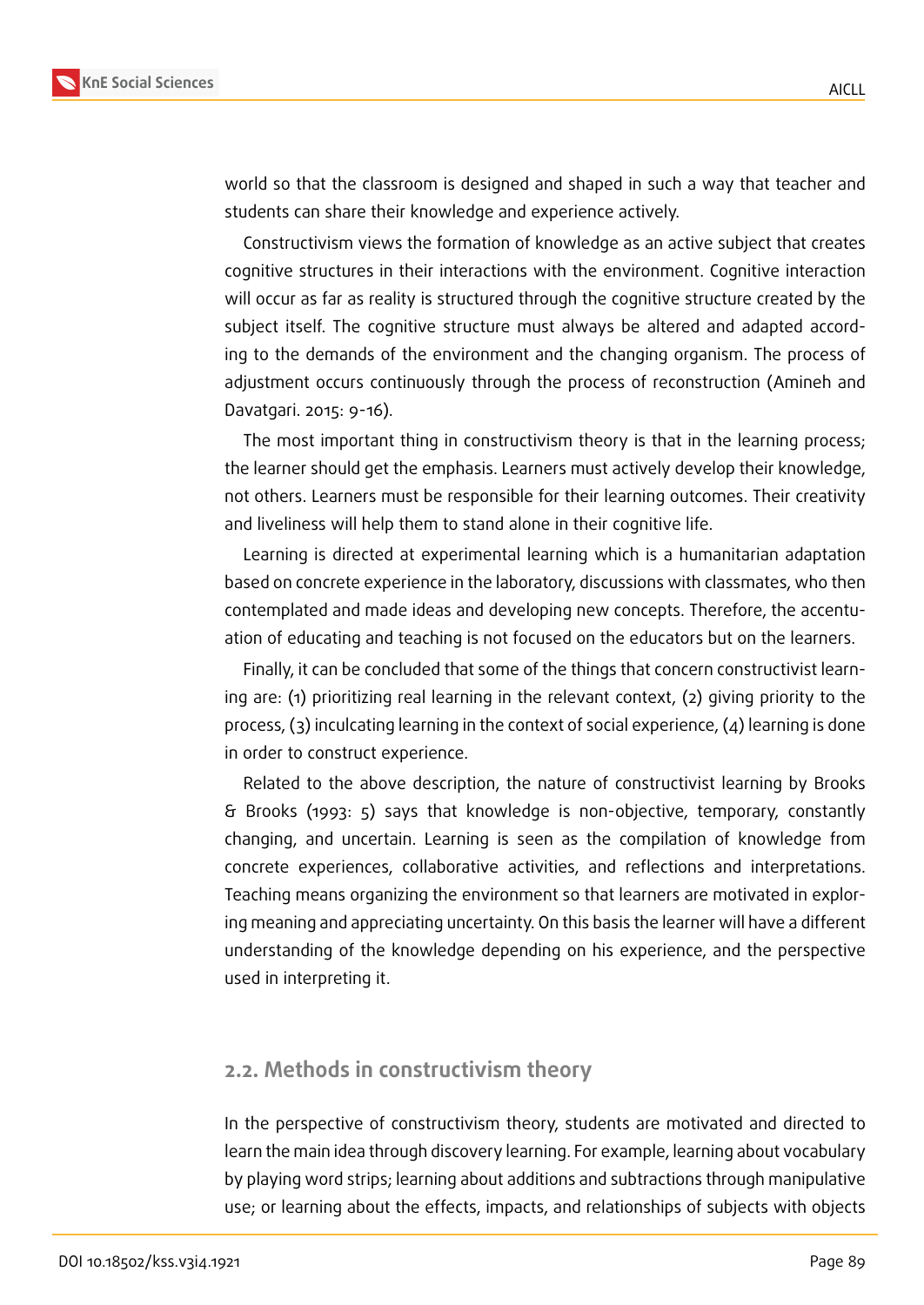world so that the classroom is designed and shaped in such a way that teacher and students can share their knowledge and experience actively.

Constructivism views the formation of knowledge as an active subject that creates cognitive structures in their interactions with the environment. Cognitive interaction will occur as far as reality is structured through the cognitive structure created by the subject itself. The cognitive structure must always be altered and adapted according to the demands of the environment and the changing organism. The process of adjustment occurs continuously through the process of reconstruction (Amineh and Davatgari. 2015: 9-16).

The most important thing in constructivism theory is that in the learning process; the learner should get the emphasis. Learners must actively develop their knowledge, not others. Learners must be responsible for their learning outcomes. Their creativity and liveliness will help them to stand alone in their cognitive life.

Learning is directed at experimental learning which is a humanitarian adaptation based on concrete experience in the laboratory, discussions with classmates, who then contemplated and made ideas and developing new concepts. Therefore, the accentuation of educating and teaching is not focused on the educators but on the learners.

Finally, it can be concluded that some of the things that concern constructivist learning are: (1) prioritizing real learning in the relevant context, (2) giving priority to the process, (3) inculcating learning in the context of social experience, (4) learning is done in order to construct experience.

Related to the above description, the nature of constructivist learning by Brooks & Brooks (1993: 5) says that knowledge is non-objective, temporary, constantly changing, and uncertain. Learning is seen as the compilation of knowledge from concrete experiences, collaborative activities, and reflections and interpretations. Teaching means organizing the environment so that learners are motivated in exploring meaning and appreciating uncertainty. On this basis the learner will have a different understanding of the knowledge depending on his experience, and the perspective used in interpreting it.

## 2.2. Methods in constructivism theory

In the perspective of constructivism theory, students are motivated and directed to learn the main idea through discovery learning. For example, learning about vocabulary by playing word strips; learning about additions and subtractions through manipulative use; or learning about the effects, impacts, and relationships of subjects with objects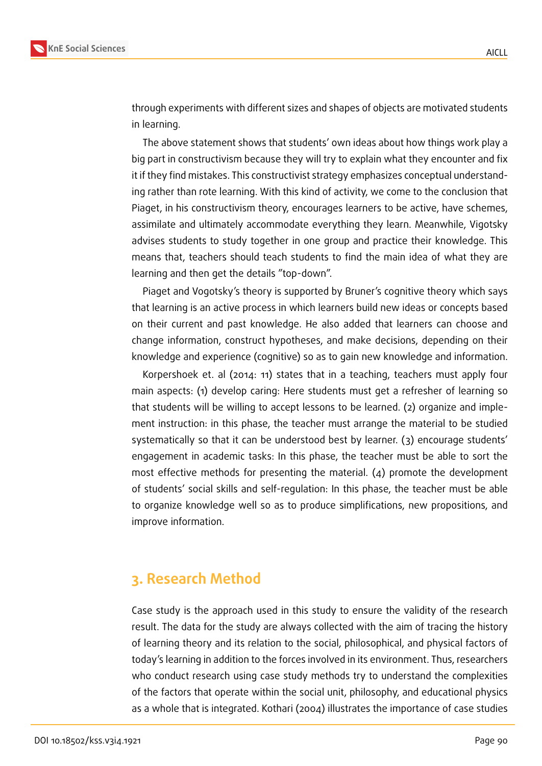through experiments with different sizes and shapes of objects are motivated students in learning.

The above statement shows that students' own ideas about how things work play a big part in constructivism because they will try to explain what they encounter and fix it if they find mistakes. This constructivist strategy emphasizes conceptual understanding rather than rote learning. With this kind of activity, we come to the conclusion that Piaget, in his constructivism theory, encourages learners to be active, have schemes, assimilate and ultimately accommodate everything they learn. Meanwhile, Vigotsky advises students to study together in one group and practice their knowledge. This means that, teachers should teach students to find the main idea of what they are learning and then get the details "top-down".

Piaget and Vogotsky's theory is supported by Bruner's cognitive theory which says that learning is an active process in which learners build new ideas or concepts based on their current and past knowledge. He also added that learners can choose and change information, construct hypotheses, and make decisions, depending on their knowledge and experience (cognitive) so as to gain new knowledge and information.

Korpershoek et. al (2014: 11) states that in a teaching, teachers must apply four main aspects: (1) develop caring: Here students must get a refresher of learning so that students will be willing to accept lessons to be learned. (2) organize and implement instruction: in this phase, the teacher must arrange the material to be studied systematically so that it can be understood best by learner. (3) encourage students' engagement in academic tasks: In this phase, the teacher must be able to sort the most effective methods for presenting the material. (4) promote the development of students' social skills and self-regulation: In this phase, the teacher must be able to organize knowledge well so as to produce simplifications, new propositions, and improve information.

## 3. Research Method

Case study is the approach used in this study to ensure the validity of the research result. The data for the study are always collected with the aim of tracing the history of learning theory and its relation to the social, philosophical, and physical factors of today's learning in addition to the forces involved in its environment. Thus, researchers who conduct research using case study methods try to understand the complexities of the factors that operate within the social unit, philosophy, and educational physics as a whole that is integrated. Kothari (2004) illustrates the importance of case studies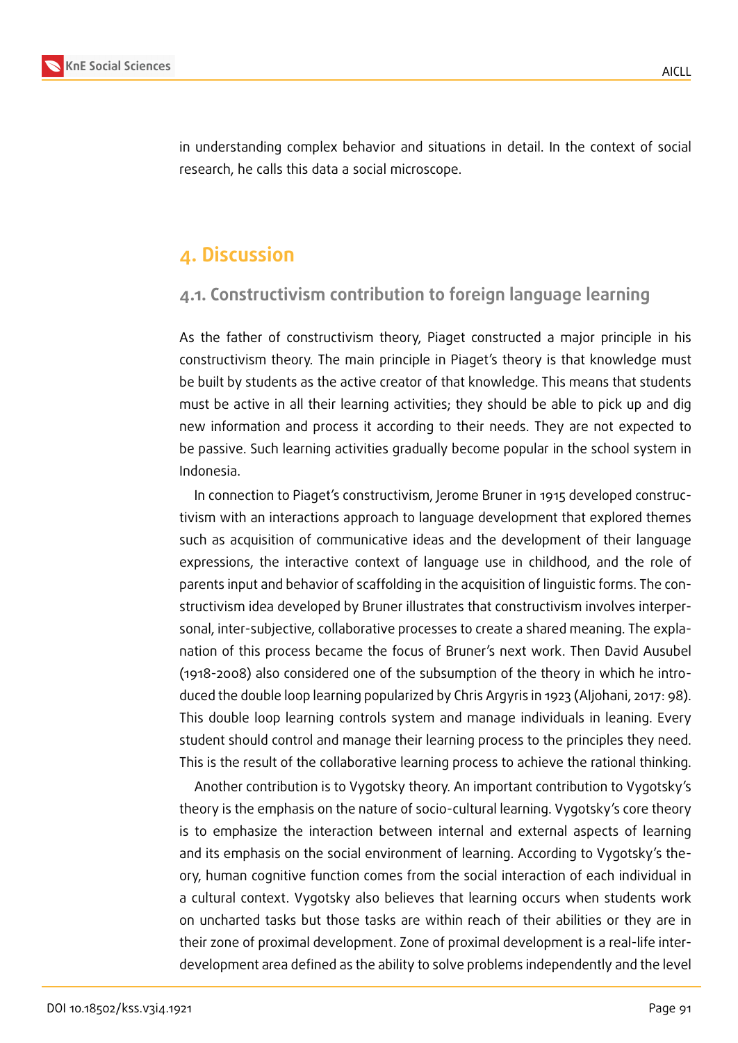in understanding complex behavior and situations in detail. In the context of social research, he calls this data a social microscope.

## 4. Discussion

### 4.1. Constructivism contribution to foreign language learning

As the father of constructivism theory, Piaget constructed a major principle in his constructivism theory. The main principle in Piaget's theory is that knowledge must be built by students as the active creator of that knowledge. This means that students must be active in all their learning activities; they should be able to pick up and dig new information and process it according to their needs. They are not expected to be passive. Such learning activities gradually become popular in the school system in Indonesia.

In connection to Piaget's constructivism, Jerome Bruner in 1915 developed constructivism with an interactions approach to language development that explored themes such as acquisition of communicative ideas and the development of their language expressions, the interactive context of language use in childhood, and the role of parents input and behavior of scaffolding in the acquisition of linguistic forms. The constructivism idea developed by Bruner illustrates that constructivism involves interpersonal, inter-subjective, collaborative processes to create a shared meaning. The explanation of this process became the focus of Bruner's next work. Then David Ausubel (1918-2008) also considered one of the subsumption of the theory in which he introduced the double loop learning popularized by Chris Argyris in 1923 (Aljohani, 2017: 98). This double loop learning controls system and manage individuals in leaning. Every student should control and manage their learning process to the principles they need. This is the result of the collaborative learning process to achieve the rational thinking.

Another contribution is to Vygotsky theory. An important contribution to Vygotsky's theory is the emphasis on the nature of socio-cultural learning. Vygotsky's core theory is to emphasize the interaction between internal and external aspects of learning and its emphasis on the social environment of learning. According to Vygotsky's theory, human cognitive function comes from the social interaction of each individual in a cultural context. Vygotsky also believes that learning occurs when students work on uncharted tasks but those tasks are within reach of their abilities or they are in their zone of proximal development. Zone of proximal development is a real-life inter-development area defined as the ability to solve problems independently and the level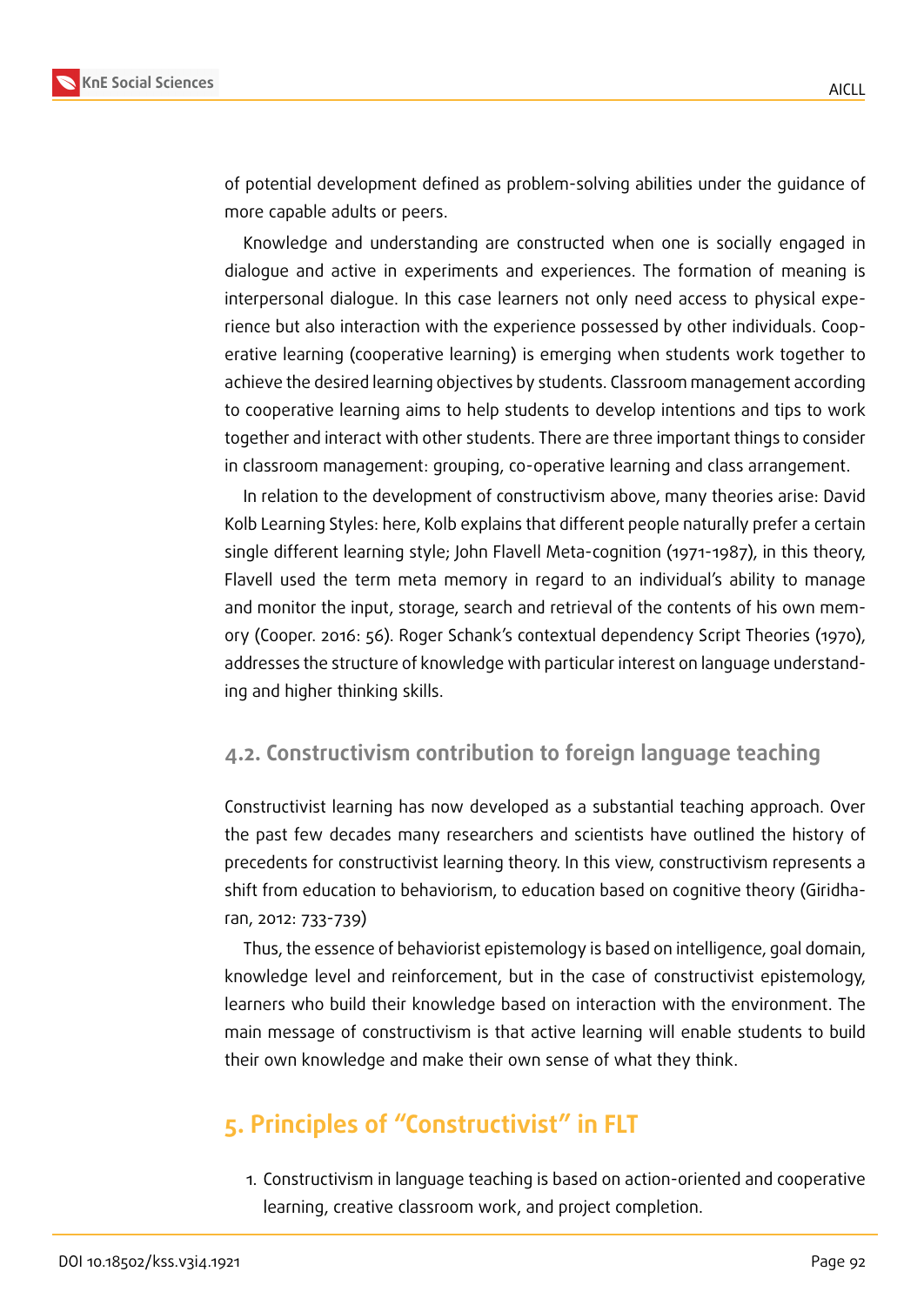of potential development defined as problem-solving abilities under the guidance of more capable adults or peers.

Knowledge and understanding are constructed when one is socially engaged in dialogue and active in experiments and experiences. The formation of meaning is interpersonal dialogue. In this case learners not only need access to physical experience but also interaction with the experience possessed by other individuals. Cooperative learning (cooperative learning) is emerging when students work together to achieve the desired learning objectives by students. Classroom management according to cooperative learning aims to help students to develop intentions and tips to work together and interact with other students. There are three important things to consider in classroom management: grouping, co-operative learning and class arrangement.

In relation to the development of constructivism above, many theories arise: David Kolb Learning Styles: here, Kolb explains that different people naturally prefer a certain single different learning style; John Flavell Meta-cognition (1971-1987), in this theory, Flavell used the term meta memory in regard to an individual's ability to manage and monitor the input, storage, search and retrieval of the contents of his own memory (Cooper. 2016: 56). Roger Schank's contextual dependency Script Theories (1970), addresses the structure of knowledge with particular interest on language understanding and higher thinking skills.

### 4.2. Constructivism contribution to foreign language teaching

Constructivist learning has now developed as a substantial teaching approach. Over the past few decades many researchers and scientists have outlined the history of precedents for constructivist learning theory. In this view, constructivism represents a shift from education to behaviorism, to education based on cognitive theory (Giridharan, 2012: 733-739)

Thus, the essence of behaviorist epistemology is based on intelligence, goal domain, knowledge level and reinforcement, but in the case of constructivist epistemology, learners who build their knowledge based on interaction with the environment. The main message of constructivism is that active learning will enable students to build their own knowledge and make their own sense of what they think.

## 5. Principles of "Constructivist" in FLT

1. Constructivism in language teaching is based on action-oriented and cooperative learning, creative classroom work, and project completion.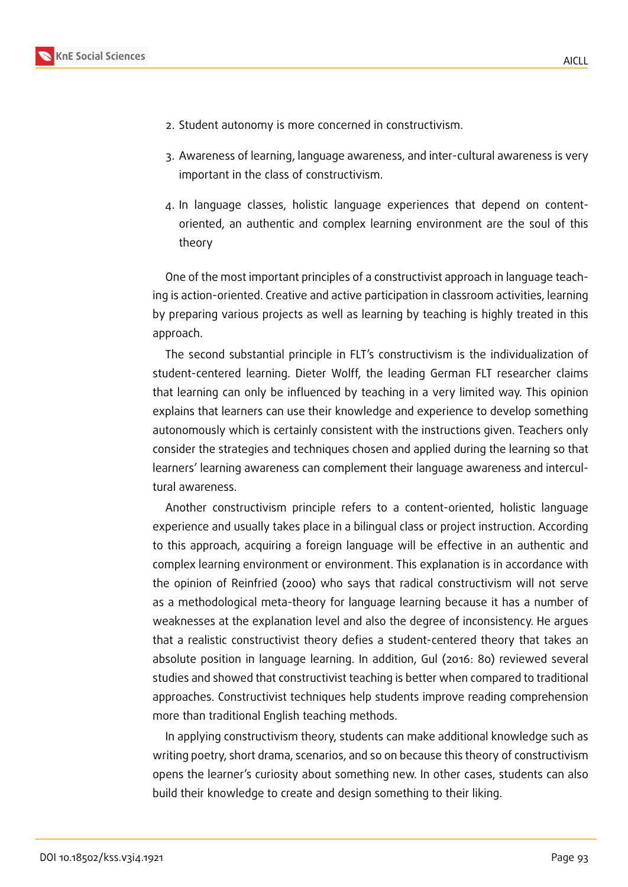2. Student autonomy is more concerned in constructivism.
3. Awareness of learning, language awareness, and inter-cultural awareness is very important in the class of constructivism.
4. In language classes, holistic language experiences that depend on content-oriented, an authentic and complex learning environment are the soul of this theory

One of the most important principles of a constructivist approach in language teaching is action-oriented. Creative and active participation in classroom activities, learning by preparing various projects as well as learning by teaching is highly treated in this approach.

The second substantial principle in FLT's constructivism is the individualization of student-centered learning. Dieter Wolff, the leading German FLT researcher claims that learning can only be influenced by teaching in a very limited way. This opinion explains that learners can use their knowledge and experience to develop something autonomously which is certainly consistent with the instructions given. Teachers only consider the strategies and techniques chosen and applied during the learning so that learners' learning awareness can complement their language awareness and intercultural awareness.

Another constructivism principle refers to a content-oriented, holistic language experience and usually takes place in a bilingual class or project instruction. According to this approach, acquiring a foreign language will be effective in an authentic and complex learning environment or environment. This explanation is in accordance with the opinion of Reinfried (2000) who says that radical constructivism will not serve as a methodological meta-theory for language learning because it has a number of weaknesses at the explanation level and also the degree of inconsistency. He argues that a realistic constructivist theory defies a student-centered theory that takes an absolute position in language learning. In addition, Gul (2016: 80) reviewed several studies and showed that constructivist teaching is better when compared to traditional approaches. Constructivist techniques help students improve reading comprehension more than traditional English teaching methods.

In applying constructivism theory, students can make additional knowledge such as writing poetry, short drama, scenarios, and so on because this theory of constructivism opens the learner's curiosity about something new. In other cases, students can also build their knowledge to create and design something to their liking.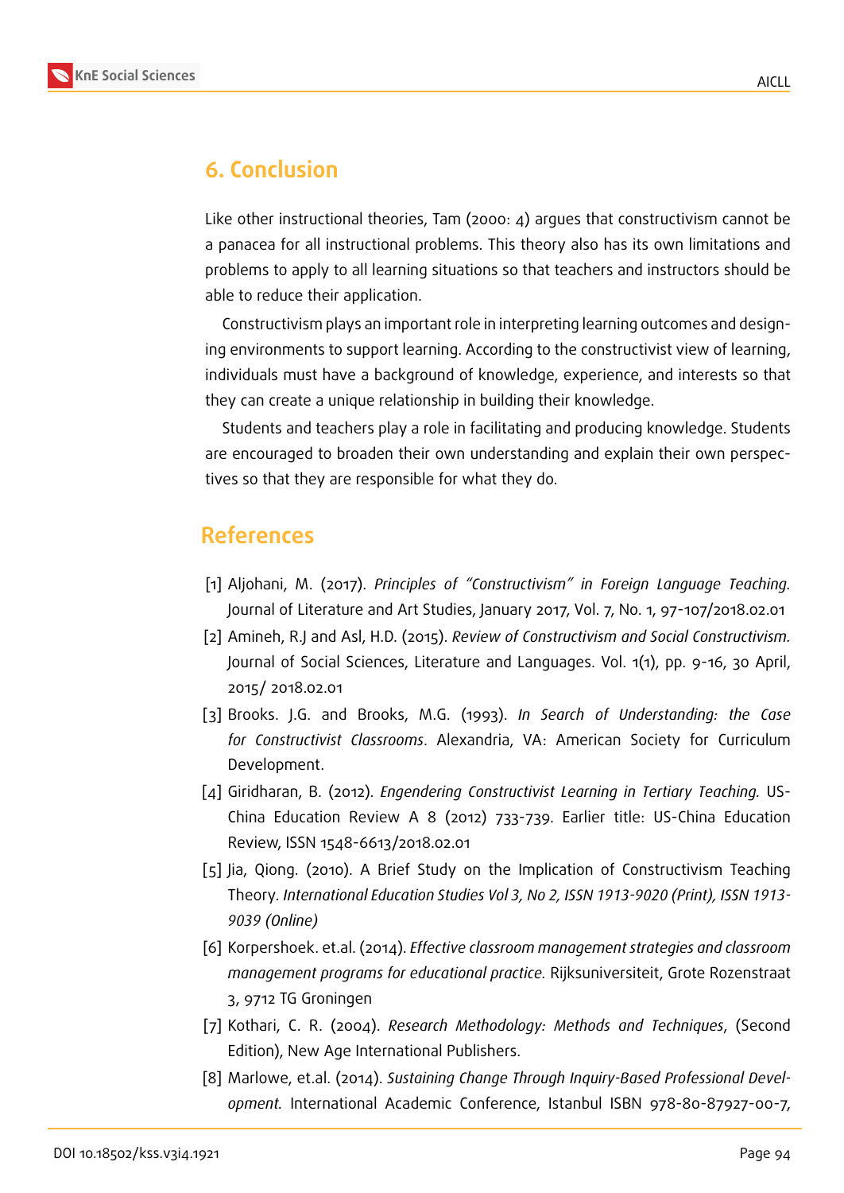## 6. Conclusion

Like other instructional theories, Tam (2000: 4) argues that constructivism cannot be a panacea for all instructional problems. This theory also has its own limitations and problems to apply to all learning situations so that teachers and instructors should be able to reduce their application.

Constructivism plays an important role in interpreting learning outcomes and designing environments to support learning. According to the constructivist view of learning, individuals must have a background of knowledge, experience, and interests so that they can create a unique relationship in building their knowledge.

Students and teachers play a role in facilitating and producing knowledge. Students are encouraged to broaden their own understanding and explain their own perspectives so that they are responsible for what they do.

## References

[1] Aljohani, M. (2017). *Principles of "Constructivism" in Foreign Language Teaching.* Journal of Literature and Art Studies, January 2017, Vol. 7, No. 1, 97-107/2018.02.01

[2] Amineh, R.J and Asl, H.D. (2015). *Review of Constructivism and Social Constructivism.* Journal of Social Sciences, Literature and Languages. Vol. 1(1), pp. 9-16, 30 April, 2015/ 2018.02.01

[3] Brooks. J.G. and Brooks, M.G. (1993). *In Search of Understanding: the Case for Constructivist Classrooms*. Alexandria, VA: American Society for Curriculum Development.

[4] Giridharan, B. (2012). *Engendering Constructivist Learning in Tertiary Teaching.* US-China Education Review A 8 (2012) 733-739. Earlier title: US-China Education Review, ISSN 1548-6613/2018.02.01

[5] Jia, Qiong. (2010). A Brief Study on the Implication of Constructivism Teaching Theory. *International Education Studies Vol 3, No 2, ISSN 1913-9020 (Print), ISSN 1913-9039 (Online)*

[6] Korpershoek. et.al. (2014). *Effective classroom management strategies and classroom management programs for educational practice.* Rijksuniversiteit, Grote Rozenstraat 3, 9712 TG Groningen

[7] Kothari, C. R. (2004). *Research Methodology: Methods and Techniques*, (Second Edition), New Age International Publishers.

[8] Marlowe, et.al. (2014). *Sustaining Change Through Inquiry-Based Professional Development.* International Academic Conference, Istanbul ISBN 978-80-87927-00-7,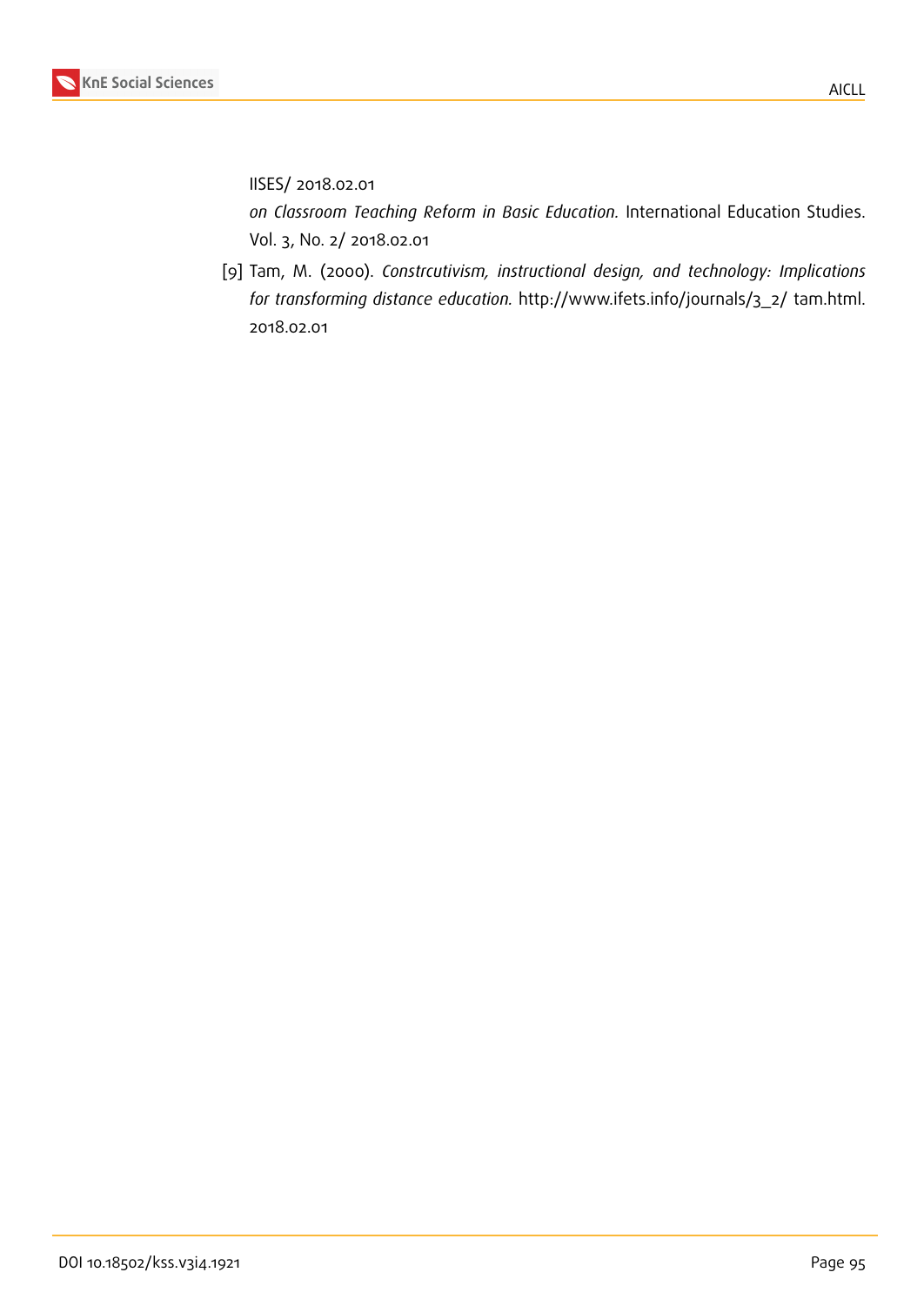IISES/ 2018.02.01

*on Classroom Teaching Reform in Basic Education.* International Education Studies. Vol. 3, No. 2/ 2018.02.01

[9] Tam, M. (2000). *Constrcutivism, instructional design, and technology: Implications for transforming distance education.* http://www.ifets.info/journals/3_2/ tam.html. 2018.02.01